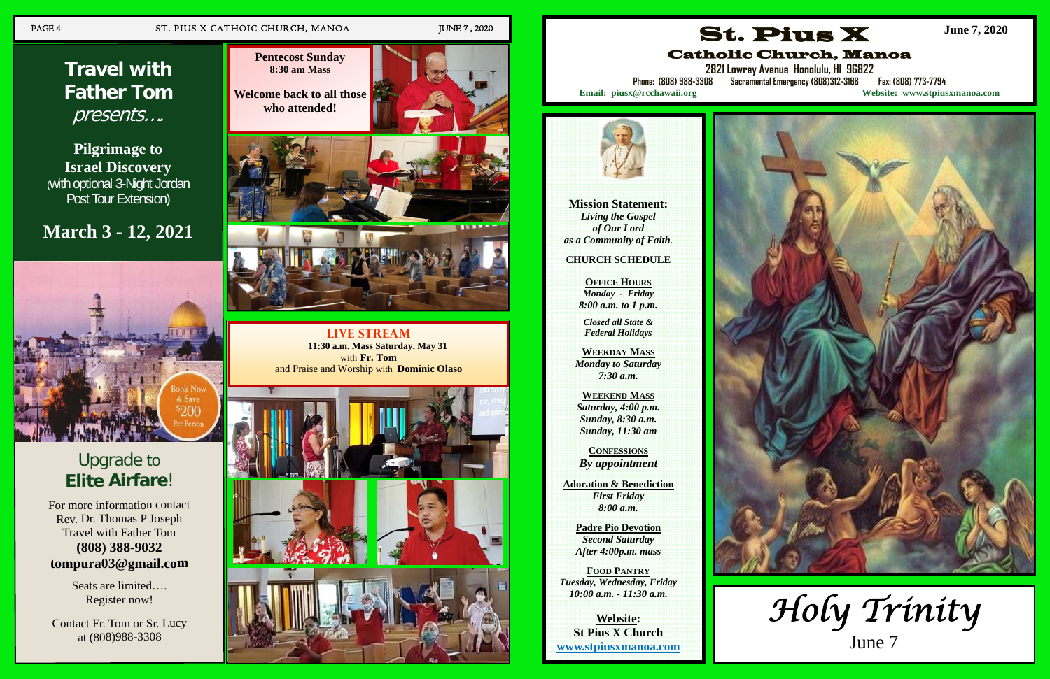# Travel with Father Tom

*presents….*

**Pilgrimage to Israel Discovery**
(with optional 3-Night Jordan Post Tour Extension)

## March 3 - 12, 2021

Book Now & Save $200 Per Person

### Upgrade to **Elite Airfare**!

For more information contact
Rev. Dr. Thomas P Joseph
Travel with Father Tom
**(808) 388-9032**
**tompura03@gmail.com**

Seats are limited….
Register now!

Contact Fr. Tom or Sr. Lucy
at (808)988-3308

**Pentecost Sunday**
**8:30 am Mass**

**Welcome back to all those who attended!**

**LIVE STREAM**
**11:30 a.m. Mass Saturday, May 31**
with **Fr. Tom**
and Praise and Worship with **Dominic Olaso**

# St. Pius X

## Catholic Church, Manoa

**June 7, 2020**

2821 Lowrey Avenue Honolulu, HI 96822
Phone: (808) 988-3308 Sacramental Emergency (808)312-3168 Fax: (808) 773-7794
**Email: piusx@rcchawaii.org** **Website: www.stpiusxmanoa.com**

**Mission Statement:**
***Living the Gospel of Our Lord as a Community of Faith.***

**CHURCH SCHEDULE**

**OFFICE HOURS**
*Monday - Friday*
*8:00 a.m. to 1 p.m.*

*Closed all State & Federal Holidays*

**WEEKDAY MASS**
*Monday to Saturday*
*7:30 a.m.*

**WEEKEND MASS**
*Saturday, 4:00 p.m.*
*Sunday, 8:30 a.m.*
*Sunday, 11:30 am*

**CONFESSIONS**
*By appointment*

**Adoration & Benediction**
*First Friday*
*8:00 a.m.*

**Padre Pio Devotion**
*Second Saturday*
*After 4:00p.m. mass*

**FOOD PANTRY**
*Tuesday, Wednesday, Friday*
*10:00 a.m. - 11:30 a.m.*

**Website:**
**St Pius X Church**
**www.stpiusxmanoa.com**

*Holy Trinity*
June 7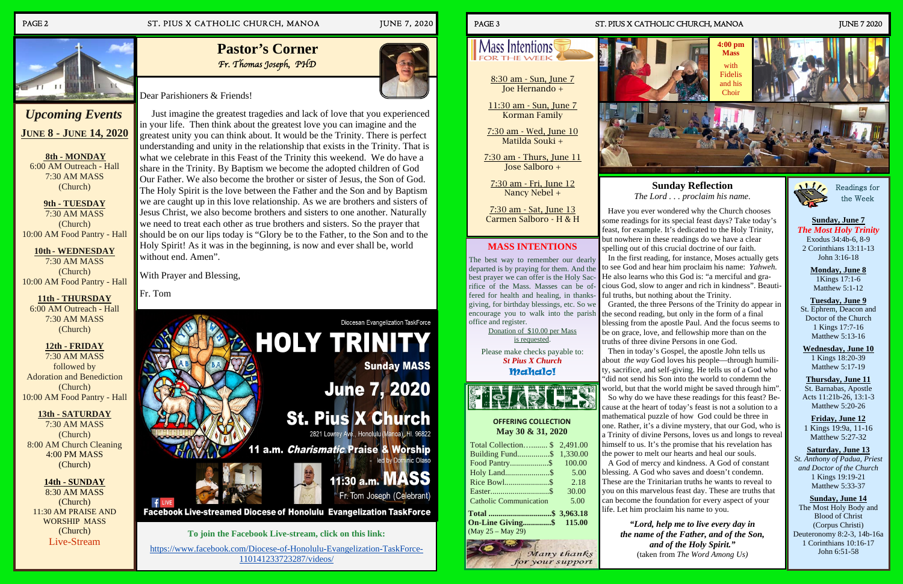# Pastor's Corner

*Fr. Thomas Joseph, PHD*

## Upcoming Events

**JUNE 8 - JUNE 14, 2020**

**8th - MONDAY**
6:00 AM Outreach - Hall
7:30 AM MASS
(Church)

**9th - TUESDAY**
7:30 AM MASS
(Church)
10:00 AM Food Pantry - Hall

**10th - WEDNESDAY**
7:30 AM MASS
(Church)
10:00 AM Food Pantry - Hall

**11th - THURSDAY**
6:00 AM Outreach - Hall
7:30 AM MASS
(Church)

**12th - FRIDAY**
7:30 AM MASS
followed by
Adoration and Benediction
(Church)
10:00 AM Food Pantry - Hall

**13th - SATURDAY**
7:30 AM MASS
(Church)
8:00 AM Church Cleaning
4:00 PM MASS
(Church)

**14th - SUNDAY**
8:30 AM MASS
(Church)
11:30 AM PRAISE AND WORSHIP MASS
(Church)
Live-Stream

Dear Parishioners & Friends!

Just imagine the greatest tragedies and lack of love that you experienced in your life. Then think about the greatest love you can imagine and the greatest unity you can think about. It would be the Trinity. There is perfect understanding and unity in the relationship that exists in the Trinity. That is what we celebrate in this Feast of the Trinity this weekend. We do have a share in the Trinity. By Baptism we become the adopted children of God Our Father. We also become the brother or sister of Jesus, the Son of God. The Holy Spirit is the love between the Father and the Son and by Baptism we are caught up in this love relationship. As we are brothers and sisters of Jesus Christ, we also become brothers and sisters to one another. Naturally we need to treat each other as true brothers and sisters. So the prayer that should be on our lips today is "Glory be to the Father, to the Son and to the Holy Spirit! As it was in the beginning, is now and ever shall be, world without end. Amen".

With Prayer and Blessing,

Fr. Tom

Diocesan Evangelization TaskForce

**HOLY TRINITY**
**Sunday MASS**
**June 7, 2020**
**St. Pius X Church**
2821 Lowrey Ave., Honolulu (Manoa), HI. 96822
**11 a.m. *Charismatic* Praise & Worship** - led by Dominic Olaso
**11:30 a.m. MASS** Fr. Tom Joseph (Celebrant)
**Facebook Live-streamed Diocese of Honolulu Evangelization TaskForce**

**To join the Facebook Live-stream, click on this link:**

https://www.facebook.com/Diocese-of-Honolulu-Evangelization-TaskForce-110141233723287/videos/

## Mass Intentions FOR THE WEEK

8:30 am - Sun, June 7
Joe Hernando +

11:30 am - Sun, June 7
Korman Family

7:30 am - Wed, June 10
Matilda Souki +

7:30 am - Thurs, June 11
Jose Salboro +

7:30 am - Fri, June 12
Nancy Nebel +

7:30 am - Sat, June 13
Carmen Salboro - H & H

**4:00 pm Mass** with Fidelis and his Choir

### MASS INTENTIONS

The best way to remember our dearly departed is by praying for them. And the best prayer we can offer is the Holy Sacrifice of the Mass. Masses can be offered for health and healing, in thanksgiving, for birthday blessings, etc. So we encourage you to walk into the parish office and register.

Donation of $10.00 per Mass is requested.

Please make checks payable to: ***St Pius X Church***
**Mahalo!**

## FINANCES

**OFFERING COLLECTION**
**May 30 & 31, 2020**

| | |
|---|---|
| Total Collection.......... | $ 2,491.00 |
| Building Fund............... | $ 1,330.00 |
| Food Pantry................... | $ 100.00 |
| Holy Land...................... | $ 5.00 |
| Rice Bowl...................... | $ 2.18 |
| Easter............................ | $ 30.00 |
| Catholic Communication | 5.00 |
| **Total ..............................** | **$ 3,963.18** |
| **On-Line Giving..............** | **$ 115.00** |

(May 25 – May 29)

*Many thanks for your support*

## Sunday Reflection

*The Lord . . . proclaim his name.*

Have you ever wondered why the Church chooses some readings for its special feast days? Take today's feast, for example. It's dedicated to the Holy Trinity, but nowhere in these readings do we have a clear spelling out of this crucial doctrine of our faith.

In the first reading, for instance, Moses actually gets to see God and hear him proclaim his name: *Yahweh.* He also learns who this God is: "a merciful and gracious God, slow to anger and rich in kindness". Beautiful truths, but nothing about the Trinity.

Granted, the three Persons of the Trinity do appear in the second reading, but only in the form of a final blessing from the apostle Paul. And the focus seems to be on grace, love, and fellowship more than on the truths of three divine Persons in one God.

Then in today's Gospel, the apostle John tells us about *the way* God loves his people—through humility, sacrifice, and self-giving. He tells us of a God who "did not send his Son into the world to condemn the world, but that the world might be saved through him".

So why do we have these readings for this feast? Because at the heart of today's feast is not a solution to a mathematical puzzle of how God could be three in one. Rather, it's a divine mystery, that our God, who is a Trinity of divine Persons, loves us and longs to reveal himself to us. It's the promise that his revelation has the power to melt our hearts and heal our souls.

A God of mercy and kindness. A God of constant blessing. A God who saves and doesn't condemn. These are the Trinitarian truths he wants to reveal to you on this marvelous feast day. These are truths that can become the foundation for every aspect of your life. Let him proclaim his name.

***"Lord, help me to live every day in the name of the Father, and of the Son, and of the Holy Spirit."***
(taken from *The Word Among Us*)

## Readings for the Week

**Sunday, June 7**
***The Most Holy Trinity***
Exodus 34:4b-6, 8-9
2 Corinthians 13:11-13
John 3:16-18

**Monday, June 8**
1Kings 17:1-6
Matthew 5:1-12

**Tuesday, June 9**
St. Ephrem, Deacon and Doctor of the Church
1 Kings 17:7-16
Matthew 5:13-16

**Wednesday, June 10**
1 Kings 18:20-39
Matthew 5:17-19

**Thursday, June 11**
St. Barnabas, Apostle
Acts 11:21b-26, 13:1-3
Matthew 5:20-26

**Friday, June 12**
1 Kings 19:9a, 11-16
Matthew 5:27-32

**Saturday, June 13**
*St. Anthony of Padua, Priest and Doctor of the Church*
1 Kings 19:19-21
Matthew 5:33-37

**Sunday, June 14**
The Most Holy Body and Blood of Christ
(Corpus Christi)
Deuteronomy 8:2-3, 14b-16a
1 Corinthians 10:16-17
John 6:51-58